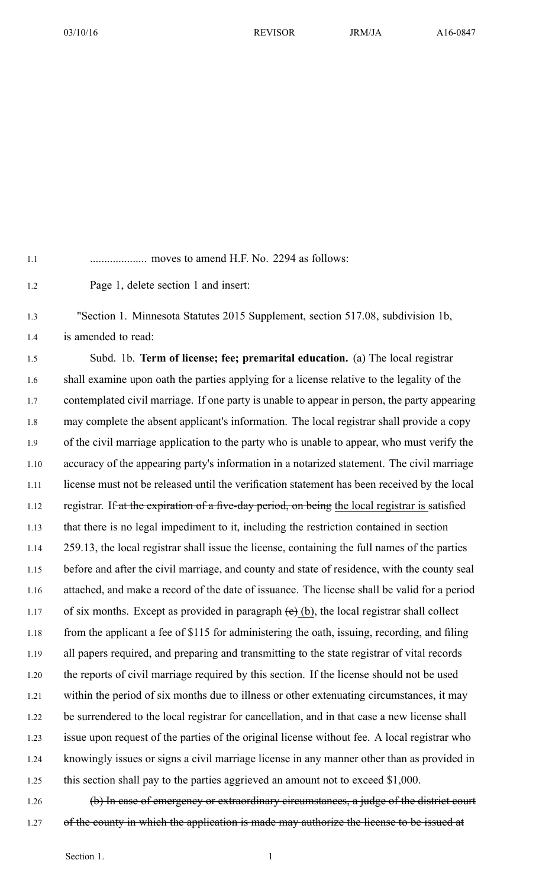.................... moves to amend H.F. No. 2294 as follows:

Page 1, delete section 1 and insert:

"Section 1. Minnesota Statutes 2015 Supplement, section 517.08, subdivision 1b, is amended to read:

Subd. 1b. **Term of license; fee; premarital education.** (a) The local registrar shall examine upon oath the parties applying for a license relative to the legality of the contemplated civil marriage. If one party is unable to appear in person, the party appearing may complete the absent applicant's information. The local registrar shall provide a copy of the civil marriage application to the party who is unable to appear, who must verify the accuracy of the appearing party's information in a notarized statement. The civil marriage license must not be released until the verification statement has been received by the local registrar. If ~~at the expiration of a five-day period, on being~~ the local registrar is satisfied that there is no legal impediment to it, including the restriction contained in section 259.13, the local registrar shall issue the license, containing the full names of the parties before and after the civil marriage, and county and state of residence, with the county seal attached, and make a record of the date of issuance. The license shall be valid for a period of six months. Except as provided in paragraph ~~(c)~~ (b), the local registrar shall collect from the applicant a fee of $115 for administering the oath, issuing, recording, and filing all papers required, and preparing and transmitting to the state registrar of vital records the reports of civil marriage required by this section. If the license should not be used within the period of six months due to illness or other extenuating circumstances, it may be surrendered to the local registrar for cancellation, and in that case a new license shall issue upon request of the parties of the original license without fee. A local registrar who knowingly issues or signs a civil marriage license in any manner other than as provided in this section shall pay to the parties aggrieved an amount not to exceed $1,000.

~~(b) In case of emergency or extraordinary circumstances, a judge of the district court of the county in which the application is made may authorize the license to be issued at~~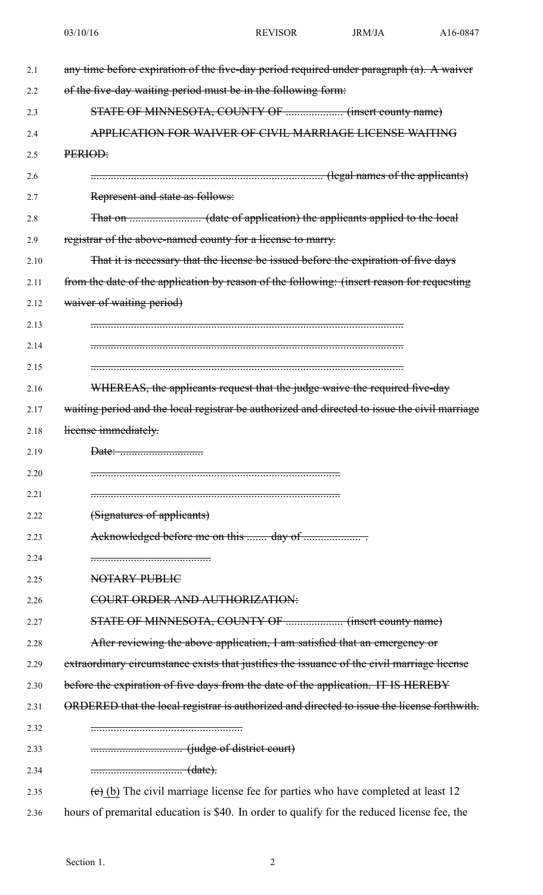~~any time before expiration of the five-day period required under paragraph (a). A waiver of the five-day waiting period must be in the following form:~~

~~STATE OF MINNESOTA, COUNTY OF .................... (insert county name)~~

~~APPLICATION FOR WAIVER OF CIVIL MARRIAGE LICENSE WAITING PERIOD:~~

~~................................................................................ (legal names of the applicants)~~

~~Represent and state as follows:~~

~~That on ......................... (date of application) the applicants applied to the local registrar of the above-named county for a license to marry.~~

~~That it is necessary that the license be issued before the expiration of five days from the date of the application by reason of the following: (insert reason for requesting waiver of waiting period)~~

~~..............................................................................................~~

~~..............................................................................................~~

~~..............................................................................................~~

~~WHEREAS, the applicants request that the judge waive the required five-day waiting period and the local registrar be authorized and directed to issue the civil marriage license immediately.~~

~~Date: ............................~~

~~......................................................................................~~

~~......................................................................................~~

~~(Signatures of applicants)~~

~~Acknowledged before me on this ....... day of .................... .~~

~~..........................................~~

~~NOTARY PUBLIC~~

~~COURT ORDER AND AUTHORIZATION:~~

~~STATE OF MINNESOTA, COUNTY OF .................... (insert county name)~~

~~After reviewing the above application, I am satisfied that an emergency or extraordinary circumstance exists that justifies the issuance of the civil marriage license before the expiration of five days from the date of the application. IT IS HEREBY ORDERED that the local registrar is authorized and directed to issue the license forthwith.~~

~~....................................................~~

~~............................... (judge of district court)~~

~~............................... (date).~~

~~(c)~~ (b) The civil marriage license fee for parties who have completed at least 12 hours of premarital education is $40. In order to qualify for the reduced license fee, the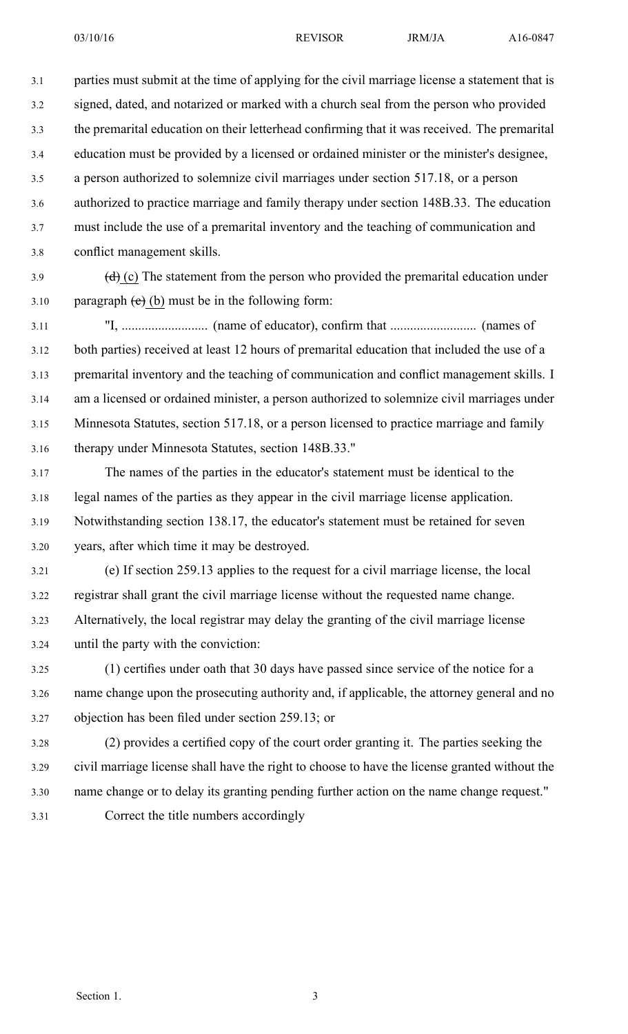parties must submit at the time of applying for the civil marriage license a statement that is signed, dated, and notarized or marked with a church seal from the person who provided the premarital education on their letterhead confirming that it was received. The premarital education must be provided by a licensed or ordained minister or the minister's designee, a person authorized to solemnize civil marriages under section 517.18, or a person authorized to practice marriage and family therapy under section 148B.33. The education must include the use of a premarital inventory and the teaching of communication and conflict management skills.

~~(d)~~ (c) The statement from the person who provided the premarital education under paragraph ~~(c)~~ (b) must be in the following form:

"I, .......................... (name of educator), confirm that .......................... (names of both parties) received at least 12 hours of premarital education that included the use of a premarital inventory and the teaching of communication and conflict management skills. I am a licensed or ordained minister, a person authorized to solemnize civil marriages under Minnesota Statutes, section 517.18, or a person licensed to practice marriage and family therapy under Minnesota Statutes, section 148B.33."

The names of the parties in the educator's statement must be identical to the legal names of the parties as they appear in the civil marriage license application. Notwithstanding section 138.17, the educator's statement must be retained for seven years, after which time it may be destroyed.

(e) If section 259.13 applies to the request for a civil marriage license, the local registrar shall grant the civil marriage license without the requested name change. Alternatively, the local registrar may delay the granting of the civil marriage license until the party with the conviction:

(1) certifies under oath that 30 days have passed since service of the notice for a name change upon the prosecuting authority and, if applicable, the attorney general and no objection has been filed under section 259.13; or

(2) provides a certified copy of the court order granting it. The parties seeking the civil marriage license shall have the right to choose to have the license granted without the name change or to delay its granting pending further action on the name change request."

Correct the title numbers accordingly